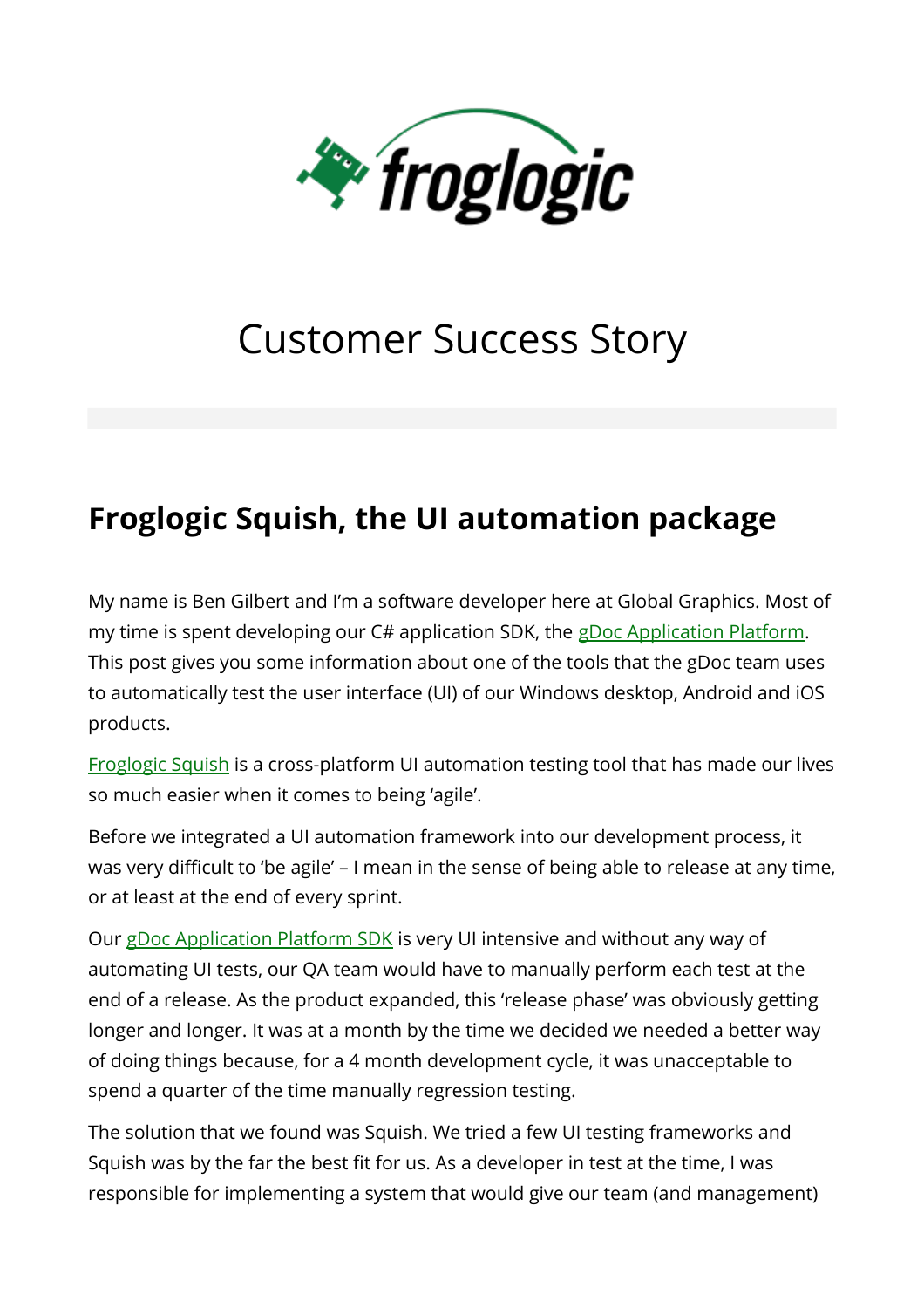# Customer Success Story

## Froglogic Squish, the UI automation package

My name is Ben Gilbert and I'm a software developer here at Global Graphics. Most of my time is spent developing our C# application SDK, the gDoc Application Platform. This post gives you some information about one of the tools that the gDoc team uses to automatically test the user interface (UI) of our Windows desktop, Android and iOS products.

Froglogic Squish is a cross-platform UI automation testing tool that has made our lives so much easier when it comes to being 'agile'.

Before we integrated a UI automation framework into our development process, it was very difficult to 'be agile' – I mean in the sense of being able to release at any time, or at least at the end of every sprint.

Our gDoc Application Platform SDK is very UI intensive and without any way of automating UI tests, our QA team would have to manually perform each test at the end of a release. As the product expanded, this 'release phase' was obviously getting longer and longer. It was at a month by the time we decided we needed a better way of doing things because, for a 4 month development cycle, it was unacceptable to spend a quarter of the time manually regression testing.

The solution that we found was Squish. We tried a few UI testing frameworks and Squish was by the far the best fit for us. As a developer in test at the time, I was responsible for implementing a system that would give our team (and management)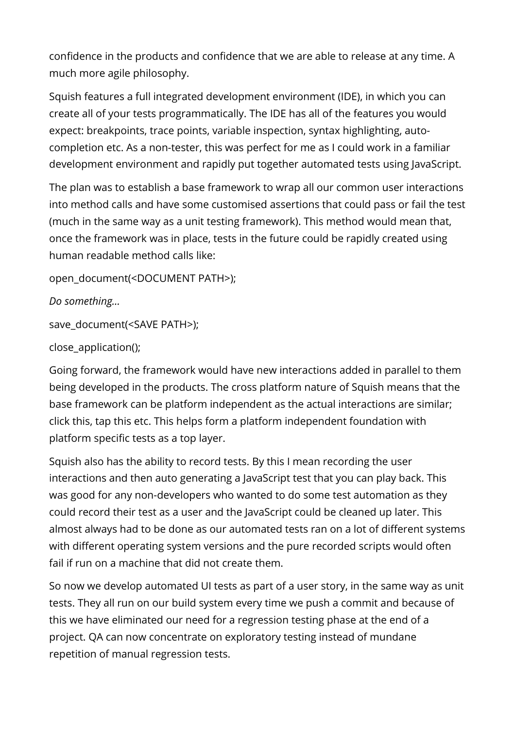confidence in the products and confidence that we are able to release at any time. A much more agile philosophy.

Squish features a full integrated development environment (IDE), in which you can create all of your tests programmatically. The IDE has all of the features you would expect: breakpoints, trace points, variable inspection, syntax highlighting, auto-completion etc. As a non-tester, this was perfect for me as I could work in a familiar development environment and rapidly put together automated tests using JavaScript.

The plan was to establish a base framework to wrap all our common user interactions into method calls and have some customised assertions that could pass or fail the test (much in the same way as a unit testing framework). This method would mean that, once the framework was in place, tests in the future could be rapidly created using human readable method calls like:

open_document(<DOCUMENT PATH>);

*Do something…*

save_document(<SAVE PATH>);

close_application();

Going forward, the framework would have new interactions added in parallel to them being developed in the products. The cross platform nature of Squish means that the base framework can be platform independent as the actual interactions are similar; click this, tap this etc. This helps form a platform independent foundation with platform specific tests as a top layer.

Squish also has the ability to record tests. By this I mean recording the user interactions and then auto generating a JavaScript test that you can play back. This was good for any non-developers who wanted to do some test automation as they could record their test as a user and the JavaScript could be cleaned up later. This almost always had to be done as our automated tests ran on a lot of different systems with different operating system versions and the pure recorded scripts would often fail if run on a machine that did not create them.

So now we develop automated UI tests as part of a user story, in the same way as unit tests. They all run on our build system every time we push a commit and because of this we have eliminated our need for a regression testing phase at the end of a project. QA can now concentrate on exploratory testing instead of mundane repetition of manual regression tests.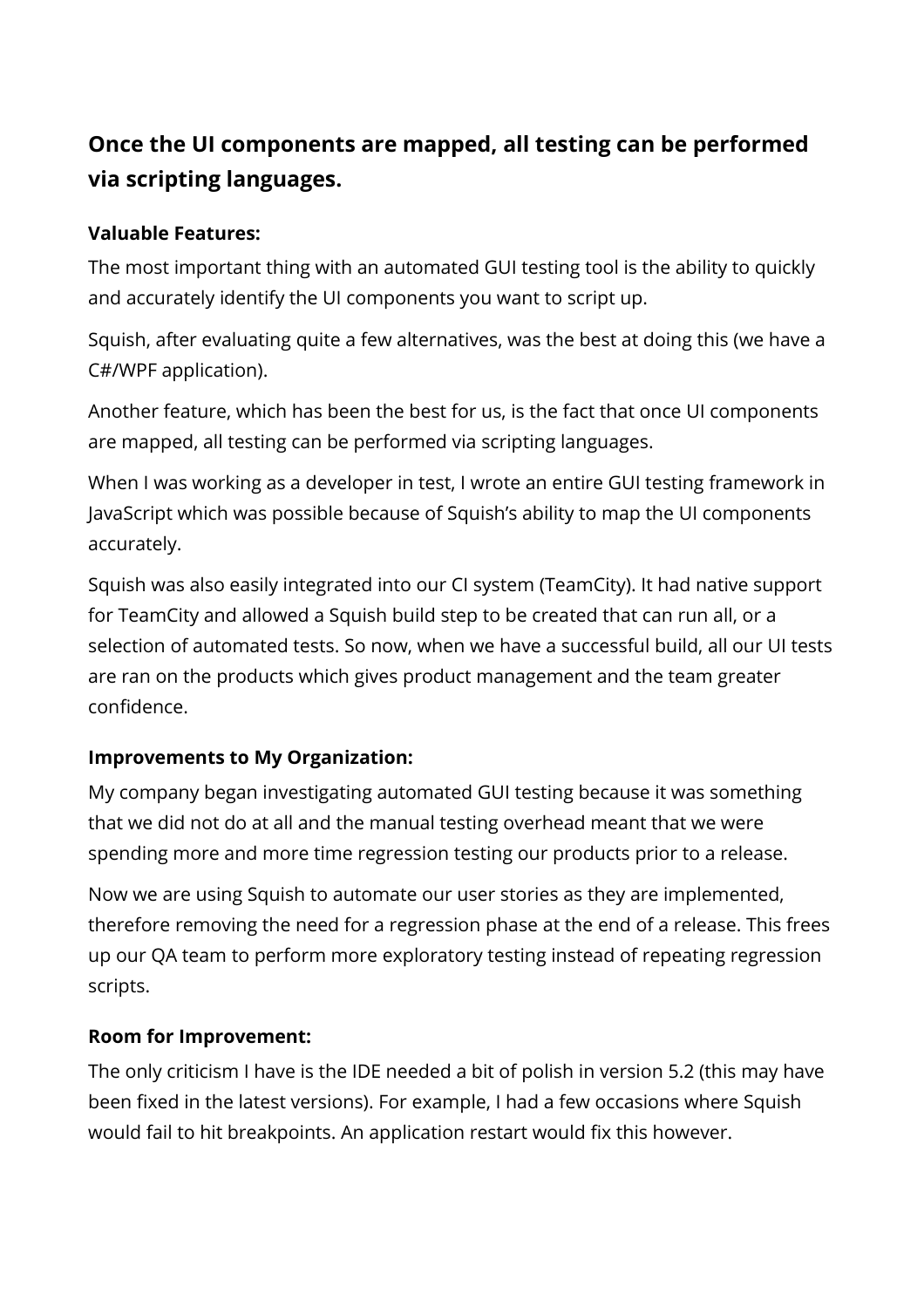## Once the UI components are mapped, all testing can be performed via scripting languages.

**Valuable Features:**

The most important thing with an automated GUI testing tool is the ability to quickly and accurately identify the UI components you want to script up.

Squish, after evaluating quite a few alternatives, was the best at doing this (we have a C#/WPF application).

Another feature, which has been the best for us, is the fact that once UI components are mapped, all testing can be performed via scripting languages.

When I was working as a developer in test, I wrote an entire GUI testing framework in JavaScript which was possible because of Squish's ability to map the UI components accurately.

Squish was also easily integrated into our CI system (TeamCity). It had native support for TeamCity and allowed a Squish build step to be created that can run all, or a selection of automated tests. So now, when we have a successful build, all our UI tests are ran on the products which gives product management and the team greater confidence.

**Improvements to My Organization:**

My company began investigating automated GUI testing because it was something that we did not do at all and the manual testing overhead meant that we were spending more and more time regression testing our products prior to a release.

Now we are using Squish to automate our user stories as they are implemented, therefore removing the need for a regression phase at the end of a release. This frees up our QA team to perform more exploratory testing instead of repeating regression scripts.

**Room for Improvement:**

The only criticism I have is the IDE needed a bit of polish in version 5.2 (this may have been fixed in the latest versions). For example, I had a few occasions where Squish would fail to hit breakpoints. An application restart would fix this however.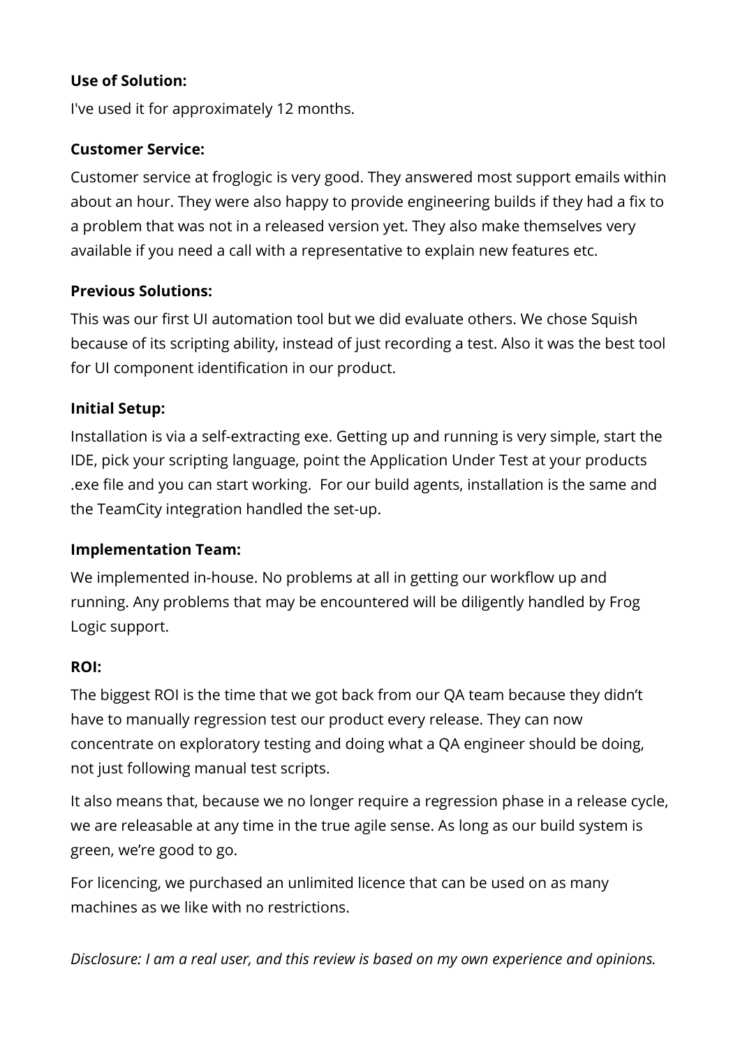**Use of Solution:**

I've used it for approximately 12 months.

**Customer Service:**

Customer service at froglogic is very good. They answered most support emails within about an hour. They were also happy to provide engineering builds if they had a fix to a problem that was not in a released version yet. They also make themselves very available if you need a call with a representative to explain new features etc.

**Previous Solutions:**

This was our first UI automation tool but we did evaluate others. We chose Squish because of its scripting ability, instead of just recording a test. Also it was the best tool for UI component identification in our product.

**Initial Setup:**

Installation is via a self-extracting exe. Getting up and running is very simple, start the IDE, pick your scripting language, point the Application Under Test at your products .exe file and you can start working.  For our build agents, installation is the same and the TeamCity integration handled the set-up.

**Implementation Team:**

We implemented in-house. No problems at all in getting our workflow up and running. Any problems that may be encountered will be diligently handled by Frog Logic support.

**ROI:**

The biggest ROI is the time that we got back from our QA team because they didn't have to manually regression test our product every release. They can now concentrate on exploratory testing and doing what a QA engineer should be doing, not just following manual test scripts.

It also means that, because we no longer require a regression phase in a release cycle, we are releasable at any time in the true agile sense. As long as our build system is green, we're good to go.

For licencing, we purchased an unlimited licence that can be used on as many machines as we like with no restrictions.

*Disclosure: I am a real user, and this review is based on my own experience and opinions.*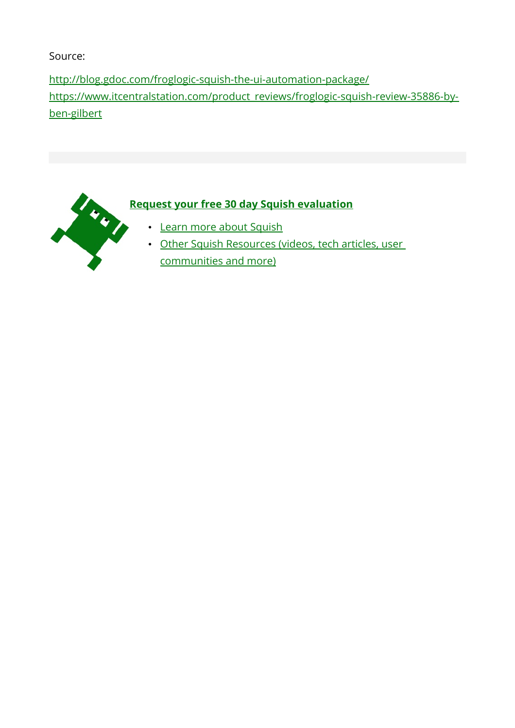Source:

http://blog.gdoc.com/froglogic-squish-the-ui-automation-package/
https://www.itcentralstation.com/product_reviews/froglogic-squish-review-35886-by-ben-gilbert

**Request your free 30 day Squish evaluation**

- Learn more about Squish
- Other Squish Resources (videos, tech articles, user communities and more)